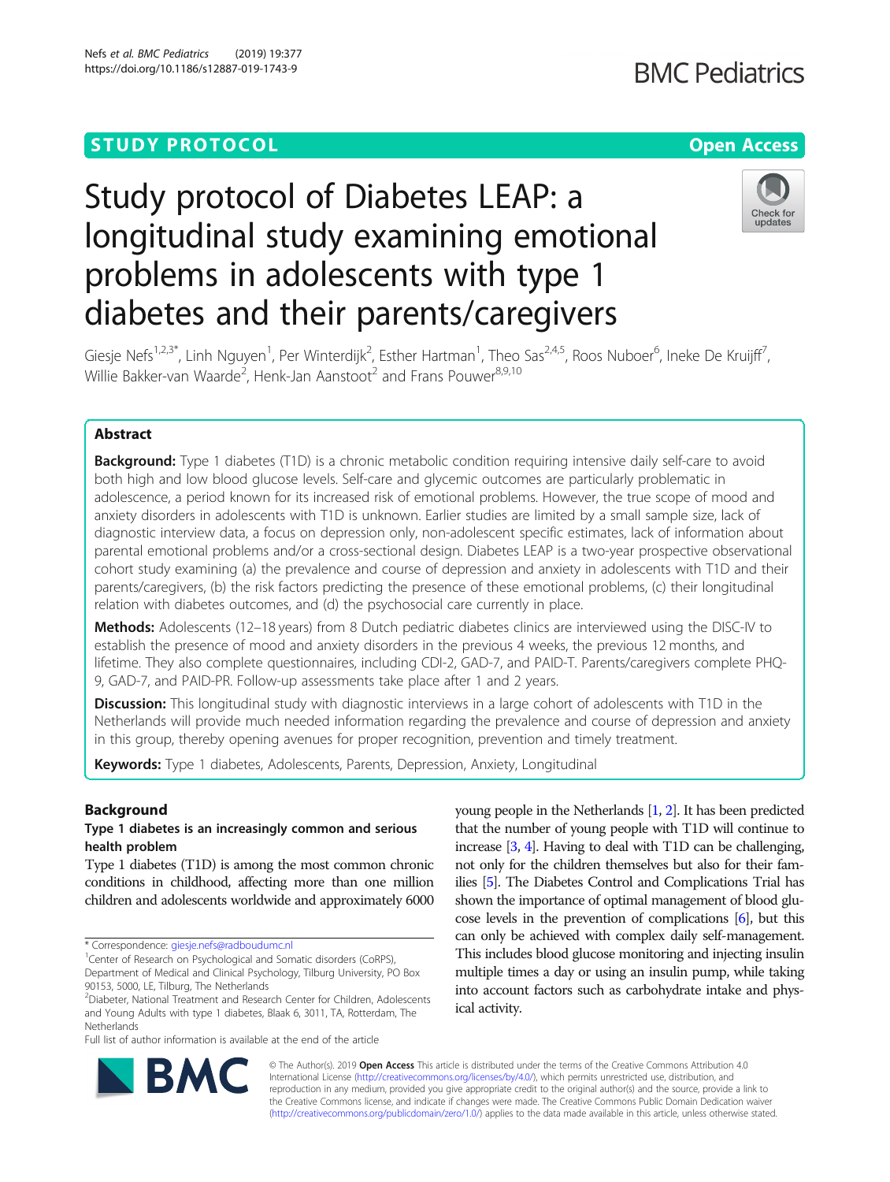STUDY PROTOCOL Open Access

# Study protocol of Diabetes LEAP: a longitudinal study examining emotional problems in adolescents with type 1 diabetes and their parents/caregivers

Giesje Nefs[1,2,3*], Linh Nguyen[1], Per Winterdijk[2], Esther Hartman[1], Theo Sas[2,4,5], Roos Nuboer[6], Ineke De Kruijff[7], Willie Bakker-van Waarde[2], Henk-Jan Aanstoot[2] and Frans Pouwer[8,9,10]

## Abstract

**Background:** Type 1 diabetes (T1D) is a chronic metabolic condition requiring intensive daily self-care to avoid both high and low blood glucose levels. Self-care and glycemic outcomes are particularly problematic in adolescence, a period known for its increased risk of emotional problems. However, the true scope of mood and anxiety disorders in adolescents with T1D is unknown. Earlier studies are limited by a small sample size, lack of diagnostic interview data, a focus on depression only, non-adolescent specific estimates, lack of information about parental emotional problems and/or a cross-sectional design. Diabetes LEAP is a two-year prospective observational cohort study examining (a) the prevalence and course of depression and anxiety in adolescents with T1D and their parents/caregivers, (b) the risk factors predicting the presence of these emotional problems, (c) their longitudinal relation with diabetes outcomes, and (d) the psychosocial care currently in place.

**Methods:** Adolescents (12–18 years) from 8 Dutch pediatric diabetes clinics are interviewed using the DISC-IV to establish the presence of mood and anxiety disorders in the previous 4 weeks, the previous 12 months, and lifetime. They also complete questionnaires, including CDI-2, GAD-7, and PAID-T. Parents/caregivers complete PHQ-9, GAD-7, and PAID-PR. Follow-up assessments take place after 1 and 2 years.

**Discussion:** This longitudinal study with diagnostic interviews in a large cohort of adolescents with T1D in the Netherlands will provide much needed information regarding the prevalence and course of depression and anxiety in this group, thereby opening avenues for proper recognition, prevention and timely treatment.

**Keywords:** Type 1 diabetes, Adolescents, Parents, Depression, Anxiety, Longitudinal

## Background

### Type 1 diabetes is an increasingly common and serious health problem

Type 1 diabetes (T1D) is among the most common chronic conditions in childhood, affecting more than one million children and adolescents worldwide and approximately 6000 young people in the Netherlands [1, 2]. It has been predicted that the number of young people with T1D will continue to increase [3, 4]. Having to deal with T1D can be challenging, not only for the children themselves but also for their families [5]. The Diabetes Control and Complications Trial has shown the importance of optimal management of blood glucose levels in the prevention of complications [6], but this can only be achieved with complex daily self-management. This includes blood glucose monitoring and injecting insulin multiple times a day or using an insulin pump, while taking into account factors such as carbohydrate intake and physical activity.

\* Correspondence: giesje.nefs@radboudumc.nl

[1] Center of Research on Psychological and Somatic disorders (CoRPS), Department of Medical and Clinical Psychology, Tilburg University, PO Box 90153, 5000, LE, Tilburg, The Netherlands

[2] Diabeter, National Treatment and Research Center for Children, Adolescents and Young Adults with type 1 diabetes, Blaak 6, 3011, TA, Rotterdam, The Netherlands

Full list of author information is available at the end of the article

© The Author(s). 2019 **Open Access** This article is distributed under the terms of the Creative Commons Attribution 4.0 International License (http://creativecommons.org/licenses/by/4.0/), which permits unrestricted use, distribution, and reproduction in any medium, provided you give appropriate credit to the original author(s) and the source, provide a link to the Creative Commons license, and indicate if changes were made. The Creative Commons Public Domain Dedication waiver (http://creativecommons.org/publicdomain/zero/1.0/) applies to the data made available in this article, unless otherwise stated.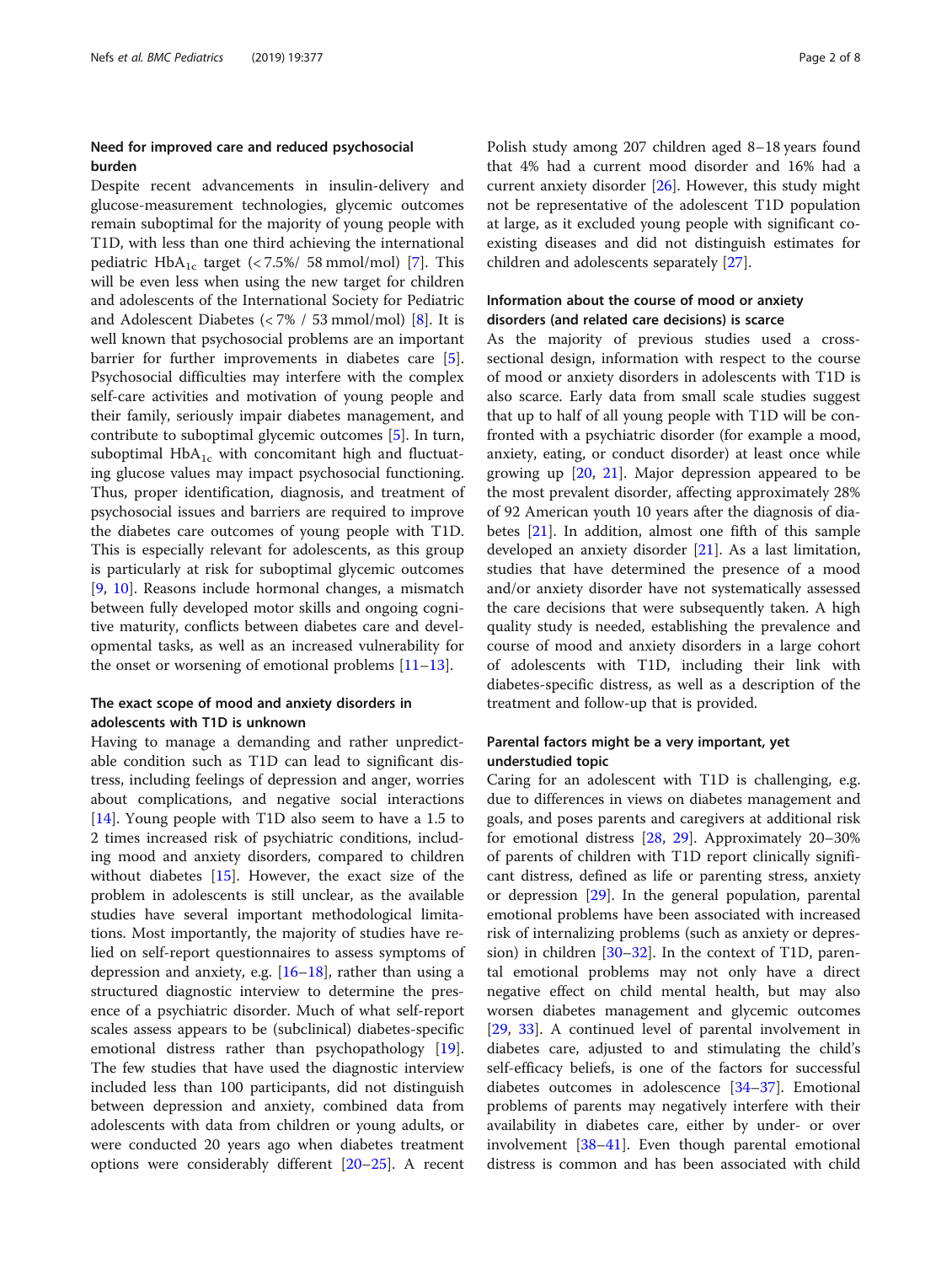### Need for improved care and reduced psychosocial burden

Despite recent advancements in insulin-delivery and glucose-measurement technologies, glycemic outcomes remain suboptimal for the majority of young people with T1D, with less than one third achieving the international pediatric $HbA_{1c}$ target (< 7.5%/ 58 mmol/mol) [7]. This will be even less when using the new target for children and adolescents of the International Society for Pediatric and Adolescent Diabetes (< 7% / 53 mmol/mol) [8]. It is well known that psychosocial problems are an important barrier for further improvements in diabetes care [5]. Psychosocial difficulties may interfere with the complex self-care activities and motivation of young people and their family, seriously impair diabetes management, and contribute to suboptimal glycemic outcomes [5]. In turn, suboptimal $HbA_{1c}$ with concomitant high and fluctuating glucose values may impact psychosocial functioning. Thus, proper identification, diagnosis, and treatment of psychosocial issues and barriers are required to improve the diabetes care outcomes of young people with T1D. This is especially relevant for adolescents, as this group is particularly at risk for suboptimal glycemic outcomes [9, 10]. Reasons include hormonal changes, a mismatch between fully developed motor skills and ongoing cognitive maturity, conflicts between diabetes care and developmental tasks, as well as an increased vulnerability for the onset or worsening of emotional problems [11–13].

### The exact scope of mood and anxiety disorders in adolescents with T1D is unknown

Having to manage a demanding and rather unpredictable condition such as T1D can lead to significant distress, including feelings of depression and anger, worries about complications, and negative social interactions [14]. Young people with T1D also seem to have a 1.5 to 2 times increased risk of psychiatric conditions, including mood and anxiety disorders, compared to children without diabetes [15]. However, the exact size of the problem in adolescents is still unclear, as the available studies have several important methodological limitations. Most importantly, the majority of studies have relied on self-report questionnaires to assess symptoms of depression and anxiety, e.g. [16–18], rather than using a structured diagnostic interview to determine the presence of a psychiatric disorder. Much of what self-report scales assess appears to be (subclinical) diabetes-specific emotional distress rather than psychopathology [19]. The few studies that have used the diagnostic interview included less than 100 participants, did not distinguish between depression and anxiety, combined data from adolescents with data from children or young adults, or were conducted 20 years ago when diabetes treatment options were considerably different [20–25]. A recent Polish study among 207 children aged 8–18 years found that 4% had a current mood disorder and 16% had a current anxiety disorder [26]. However, this study might not be representative of the adolescent T1D population at large, as it excluded young people with significant co-existing diseases and did not distinguish estimates for children and adolescents separately [27].

### Information about the course of mood or anxiety disorders (and related care decisions) is scarce

As the majority of previous studies used a cross-sectional design, information with respect to the course of mood or anxiety disorders in adolescents with T1D is also scarce. Early data from small scale studies suggest that up to half of all young people with T1D will be confronted with a psychiatric disorder (for example a mood, anxiety, eating, or conduct disorder) at least once while growing up [20, 21]. Major depression appeared to be the most prevalent disorder, affecting approximately 28% of 92 American youth 10 years after the diagnosis of diabetes [21]. In addition, almost one fifth of this sample developed an anxiety disorder [21]. As a last limitation, studies that have determined the presence of a mood and/or anxiety disorder have not systematically assessed the care decisions that were subsequently taken. A high quality study is needed, establishing the prevalence and course of mood and anxiety disorders in a large cohort of adolescents with T1D, including their link with diabetes-specific distress, as well as a description of the treatment and follow-up that is provided.

### Parental factors might be a very important, yet understudied topic

Caring for an adolescent with T1D is challenging, e.g. due to differences in views on diabetes management and goals, and poses parents and caregivers at additional risk for emotional distress [28, 29]. Approximately 20–30% of parents of children with T1D report clinically significant distress, defined as life or parenting stress, anxiety or depression [29]. In the general population, parental emotional problems have been associated with increased risk of internalizing problems (such as anxiety or depression) in children [30–32]. In the context of T1D, parental emotional problems may not only have a direct negative effect on child mental health, but may also worsen diabetes management and glycemic outcomes [29, 33]. A continued level of parental involvement in diabetes care, adjusted to and stimulating the child's self-efficacy beliefs, is one of the factors for successful diabetes outcomes in adolescence [34–37]. Emotional problems of parents may negatively interfere with their availability in diabetes care, either by under- or over involvement [38–41]. Even though parental emotional distress is common and has been associated with child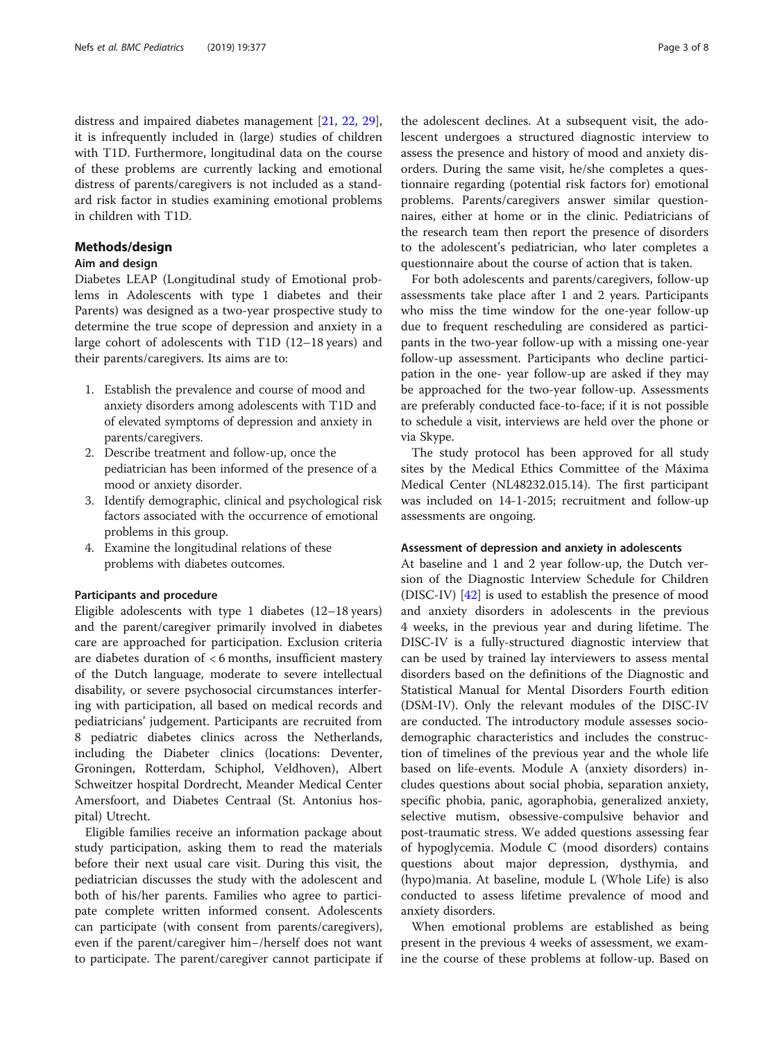distress and impaired diabetes management [21, 22, 29], it is infrequently included in (large) studies of children with T1D. Furthermore, longitudinal data on the course of these problems are currently lacking and emotional distress of parents/caregivers is not included as a standard risk factor in studies examining emotional problems in children with T1D.

## Methods/design

### Aim and design

Diabetes LEAP (Longitudinal study of Emotional problems in Adolescents with type 1 diabetes and their Parents) was designed as a two-year prospective study to determine the true scope of depression and anxiety in a large cohort of adolescents with T1D (12–18 years) and their parents/caregivers. Its aims are to:

1. Establish the prevalence and course of mood and anxiety disorders among adolescents with T1D and of elevated symptoms of depression and anxiety in parents/caregivers.
2. Describe treatment and follow-up, once the pediatrician has been informed of the presence of a mood or anxiety disorder.
3. Identify demographic, clinical and psychological risk factors associated with the occurrence of emotional problems in this group.
4. Examine the longitudinal relations of these problems with diabetes outcomes.

### Participants and procedure

Eligible adolescents with type 1 diabetes (12–18 years) and the parent/caregiver primarily involved in diabetes care are approached for participation. Exclusion criteria are diabetes duration of < 6 months, insufficient mastery of the Dutch language, moderate to severe intellectual disability, or severe psychosocial circumstances interfering with participation, all based on medical records and pediatricians' judgement. Participants are recruited from 8 pediatric diabetes clinics across the Netherlands, including the Diabeter clinics (locations: Deventer, Groningen, Rotterdam, Schiphol, Veldhoven), Albert Schweitzer hospital Dordrecht, Meander Medical Center Amersfoort, and Diabetes Centraal (St. Antonius hospital) Utrecht.

Eligible families receive an information package about study participation, asking them to read the materials before their next usual care visit. During this visit, the pediatrician discusses the study with the adolescent and both of his/her parents. Families who agree to participate complete written informed consent. Adolescents can participate (with consent from parents/caregivers), even if the parent/caregiver him−/herself does not want to participate. The parent/caregiver cannot participate if the adolescent declines. At a subsequent visit, the adolescent undergoes a structured diagnostic interview to assess the presence and history of mood and anxiety disorders. During the same visit, he/she completes a questionnaire regarding (potential risk factors for) emotional problems. Parents/caregivers answer similar questionnaires, either at home or in the clinic. Pediatricians of the research team then report the presence of disorders to the adolescent's pediatrician, who later completes a questionnaire about the course of action that is taken.

For both adolescents and parents/caregivers, follow-up assessments take place after 1 and 2 years. Participants who miss the time window for the one-year follow-up due to frequent rescheduling are considered as participants in the two-year follow-up with a missing one-year follow-up assessment. Participants who decline participation in the one- year follow-up are asked if they may be approached for the two-year follow-up. Assessments are preferably conducted face-to-face; if it is not possible to schedule a visit, interviews are held over the phone or via Skype.

The study protocol has been approved for all study sites by the Medical Ethics Committee of the Máxima Medical Center (NL48232.015.14). The first participant was included on 14-1-2015; recruitment and follow-up assessments are ongoing.

### Assessment of depression and anxiety in adolescents

At baseline and 1 and 2 year follow-up, the Dutch version of the Diagnostic Interview Schedule for Children (DISC-IV) [42] is used to establish the presence of mood and anxiety disorders in adolescents in the previous 4 weeks, in the previous year and during lifetime. The DISC-IV is a fully-structured diagnostic interview that can be used by trained lay interviewers to assess mental disorders based on the definitions of the Diagnostic and Statistical Manual for Mental Disorders Fourth edition (DSM-IV). Only the relevant modules of the DISC-IV are conducted. The introductory module assesses sociodemographic characteristics and includes the construction of timelines of the previous year and the whole life based on life-events. Module A (anxiety disorders) includes questions about social phobia, separation anxiety, specific phobia, panic, agoraphobia, generalized anxiety, selective mutism, obsessive-compulsive behavior and post-traumatic stress. We added questions assessing fear of hypoglycemia. Module C (mood disorders) contains questions about major depression, dysthymia, and (hypo)mania. At baseline, module L (Whole Life) is also conducted to assess lifetime prevalence of mood and anxiety disorders.

When emotional problems are established as being present in the previous 4 weeks of assessment, we examine the course of these problems at follow-up. Based on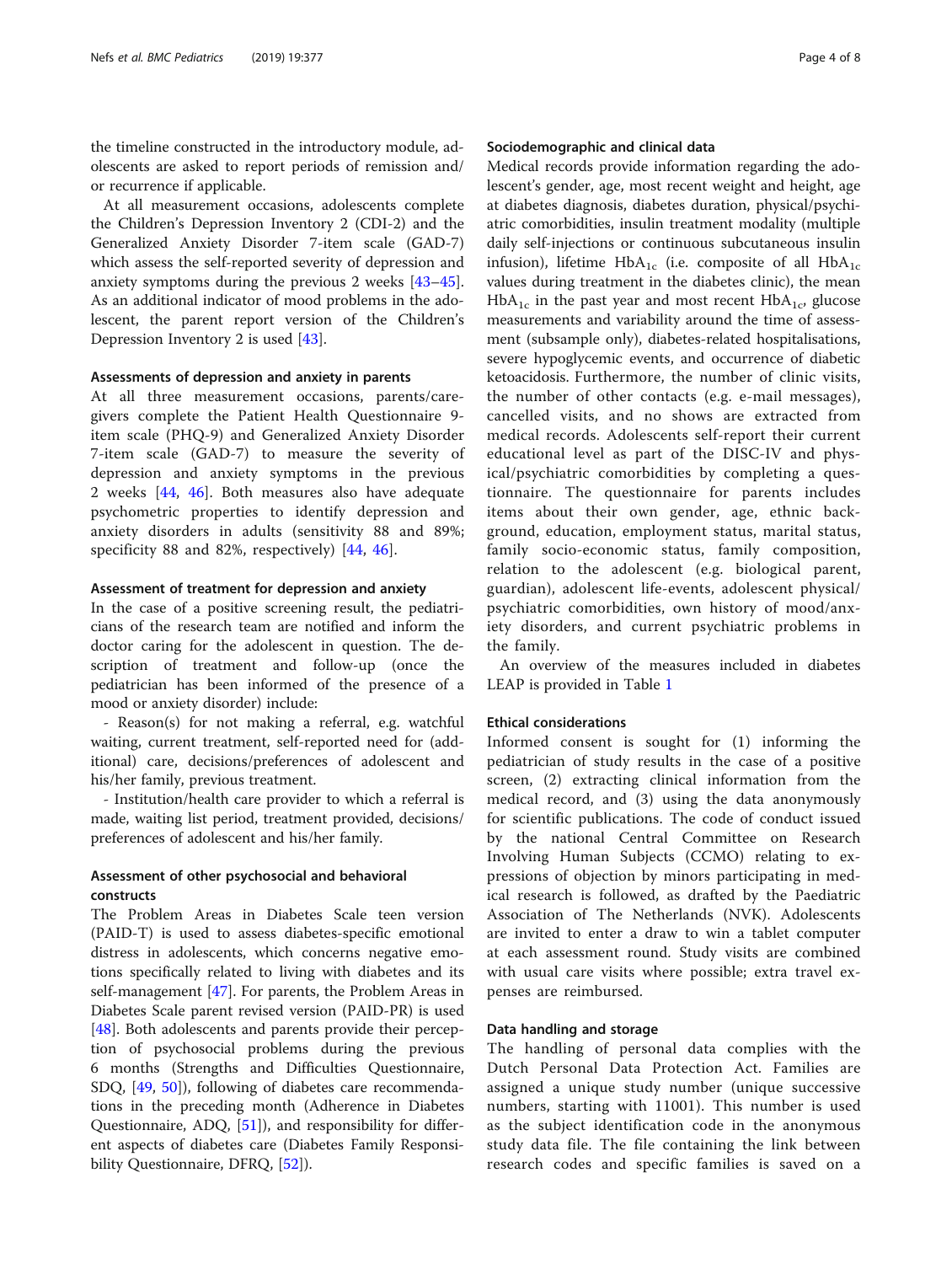the timeline constructed in the introductory module, adolescents are asked to report periods of remission and/or recurrence if applicable.

At all measurement occasions, adolescents complete the Children's Depression Inventory 2 (CDI-2) and the Generalized Anxiety Disorder 7-item scale (GAD-7) which assess the self-reported severity of depression and anxiety symptoms during the previous 2 weeks [43–45]. As an additional indicator of mood problems in the adolescent, the parent report version of the Children's Depression Inventory 2 is used [43].

### Assessments of depression and anxiety in parents

At all three measurement occasions, parents/caregivers complete the Patient Health Questionnaire 9-item scale (PHQ-9) and Generalized Anxiety Disorder 7-item scale (GAD-7) to measure the severity of depression and anxiety symptoms in the previous 2 weeks [44, 46]. Both measures also have adequate psychometric properties to identify depression and anxiety disorders in adults (sensitivity 88 and 89%; specificity 88 and 82%, respectively) [44, 46].

### Assessment of treatment for depression and anxiety

In the case of a positive screening result, the pediatricians of the research team are notified and inform the doctor caring for the adolescent in question. The description of treatment and follow-up (once the pediatrician has been informed of the presence of a mood or anxiety disorder) include:

- Reason(s) for not making a referral, e.g. watchful waiting, current treatment, self-reported need for (additional) care, decisions/preferences of adolescent and his/her family, previous treatment.

- Institution/health care provider to which a referral is made, waiting list period, treatment provided, decisions/preferences of adolescent and his/her family.

### Assessment of other psychosocial and behavioral constructs

The Problem Areas in Diabetes Scale teen version (PAID-T) is used to assess diabetes-specific emotional distress in adolescents, which concerns negative emotions specifically related to living with diabetes and its self-management [47]. For parents, the Problem Areas in Diabetes Scale parent revised version (PAID-PR) is used [48]. Both adolescents and parents provide their perception of psychosocial problems during the previous 6 months (Strengths and Difficulties Questionnaire, SDQ, [49, 50]), following of diabetes care recommendations in the preceding month (Adherence in Diabetes Questionnaire, ADQ, [51]), and responsibility for different aspects of diabetes care (Diabetes Family Responsibility Questionnaire, DFRQ, [52]).

### Sociodemographic and clinical data

Medical records provide information regarding the adolescent's gender, age, most recent weight and height, age at diabetes diagnosis, diabetes duration, physical/psychiatric comorbidities, insulin treatment modality (multiple daily self-injections or continuous subcutaneous insulin infusion), lifetime $HbA_{1c}$ (i.e. composite of all $HbA_{1c}$ values during treatment in the diabetes clinic), the mean $HbA_{1c}$ in the past year and most recent $HbA_{1c}$, glucose measurements and variability around the time of assessment (subsample only), diabetes-related hospitalisations, severe hypoglycemic events, and occurrence of diabetic ketoacidosis. Furthermore, the number of clinic visits, the number of other contacts (e.g. e-mail messages), cancelled visits, and no shows are extracted from medical records. Adolescents self-report their current educational level as part of the DISC-IV and physical/psychiatric comorbidities by completing a questionnaire. The questionnaire for parents includes items about their own gender, age, ethnic background, education, employment status, marital status, family socio-economic status, family composition, relation to the adolescent (e.g. biological parent, guardian), adolescent life-events, adolescent physical/psychiatric comorbidities, own history of mood/anxiety disorders, and current psychiatric problems in the family.

An overview of the measures included in diabetes LEAP is provided in Table 1

### Ethical considerations

Informed consent is sought for (1) informing the pediatrician of study results in the case of a positive screen, (2) extracting clinical information from the medical record, and (3) using the data anonymously for scientific publications. The code of conduct issued by the national Central Committee on Research Involving Human Subjects (CCMO) relating to expressions of objection by minors participating in medical research is followed, as drafted by the Paediatric Association of The Netherlands (NVK). Adolescents are invited to enter a draw to win a tablet computer at each assessment round. Study visits are combined with usual care visits where possible; extra travel expenses are reimbursed.

### Data handling and storage

The handling of personal data complies with the Dutch Personal Data Protection Act. Families are assigned a unique study number (unique successive numbers, starting with 11001). This number is used as the subject identification code in the anonymous study data file. The file containing the link between research codes and specific families is saved on a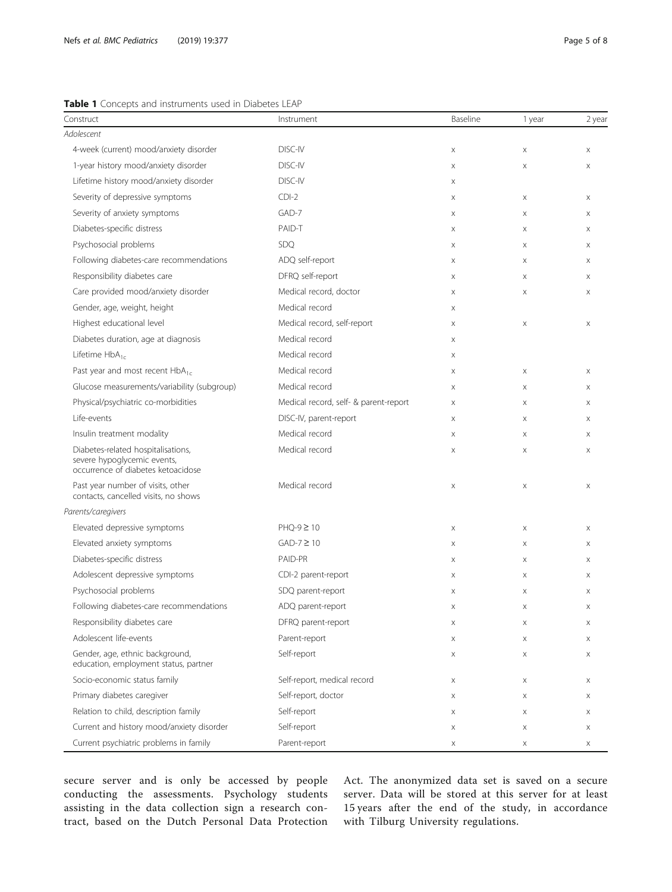**Table 1** Concepts and instruments used in Diabetes LEAP

| Construct | Instrument | Baseline | 1 year | 2 year |
|---|---|---|---|---|
| *Adolescent* | | | | |
| 4-week (current) mood/anxiety disorder | DISC-IV | x | x | x |
| 1-year history mood/anxiety disorder | DISC-IV | x | x | x |
| Lifetime history mood/anxiety disorder | DISC-IV | x | | |
| Severity of depressive symptoms | CDI-2 | x | x | x |
| Severity of anxiety symptoms | GAD-7 | x | x | x |
| Diabetes-specific distress | PAID-T | x | x | x |
| Psychosocial problems | SDQ | x | x | x |
| Following diabetes-care recommendations | ADQ self-report | x | x | x |
| Responsibility diabetes care | DFRQ self-report | x | x | x |
| Care provided mood/anxiety disorder | Medical record, doctor | x | x | x |
| Gender, age, weight, height | Medical record | x | | |
| Highest educational level | Medical record, self-report | x | x | x |
| Diabetes duration, age at diagnosis | Medical record | x | | |
| Lifetime $HbA_{1c}$ | Medical record | x | | |
| Past year and most recent $HbA_{1c}$ | Medical record | x | x | x |
| Glucose measurements/variability (subgroup) | Medical record | x | x | x |
| Physical/psychiatric co-morbidities | Medical record, self- & parent-report | x | x | x |
| Life-events | DISC-IV, parent-report | x | x | x |
| Insulin treatment modality | Medical record | x | x | x |
| Diabetes-related hospitalisations, severe hypoglycemic events, occurrence of diabetes ketoacidose | Medical record | x | x | x |
| Past year number of visits, other contacts, cancelled visits, no shows | Medical record | x | x | x |
| *Parents/caregivers* | | | | |
| Elevated depressive symptoms | PHQ-9 ≥ 10 | x | x | x |
| Elevated anxiety symptoms | GAD-7 ≥ 10 | x | x | x |
| Diabetes-specific distress | PAID-PR | x | x | x |
| Adolescent depressive symptoms | CDI-2 parent-report | x | x | x |
| Psychosocial problems | SDQ parent-report | x | x | x |
| Following diabetes-care recommendations | ADQ parent-report | x | x | x |
| Responsibility diabetes care | DFRQ parent-report | x | x | x |
| Adolescent life-events | Parent-report | x | x | x |
| Gender, age, ethnic background, education, employment status, partner | Self-report | x | x | x |
| Socio-economic status family | Self-report, medical record | x | x | x |
| Primary diabetes caregiver | Self-report, doctor | x | x | x |
| Relation to child, description family | Self-report | x | x | x |
| Current and history mood/anxiety disorder | Self-report | x | x | x |
| Current psychiatric problems in family | Parent-report | x | x | x |

secure server and is only be accessed by people conducting the assessments. Psychology students assisting in the data collection sign a research contract, based on the Dutch Personal Data Protection Act. The anonymized data set is saved on a secure server. Data will be stored at this server for at least 15 years after the end of the study, in accordance with Tilburg University regulations.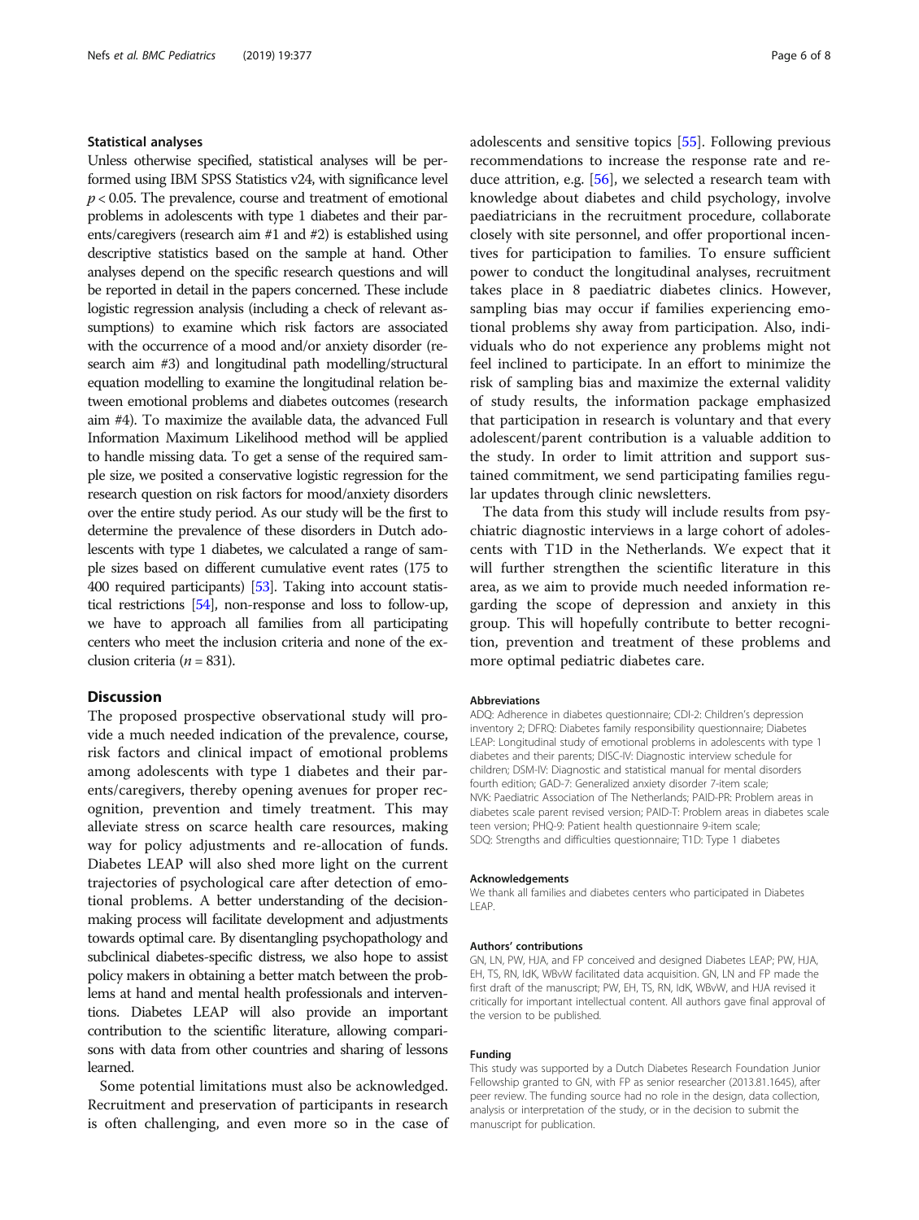### Statistical analyses

Unless otherwise specified, statistical analyses will be performed using IBM SPSS Statistics v24, with significance level $p < 0.05$. The prevalence, course and treatment of emotional problems in adolescents with type 1 diabetes and their parents/caregivers (research aim #1 and #2) is established using descriptive statistics based on the sample at hand. Other analyses depend on the specific research questions and will be reported in detail in the papers concerned. These include logistic regression analysis (including a check of relevant assumptions) to examine which risk factors are associated with the occurrence of a mood and/or anxiety disorder (research aim #3) and longitudinal path modelling/structural equation modelling to examine the longitudinal relation between emotional problems and diabetes outcomes (research aim #4). To maximize the available data, the advanced Full Information Maximum Likelihood method will be applied to handle missing data. To get a sense of the required sample size, we posited a conservative logistic regression for the research question on risk factors for mood/anxiety disorders over the entire study period. As our study will be the first to determine the prevalence of these disorders in Dutch adolescents with type 1 diabetes, we calculated a range of sample sizes based on different cumulative event rates (175 to 400 required participants) [53]. Taking into account statistical restrictions [54], non-response and loss to follow-up, we have to approach all families from all participating centers who meet the inclusion criteria and none of the exclusion criteria ($n = 831$).

## Discussion

The proposed prospective observational study will provide a much needed indication of the prevalence, course, risk factors and clinical impact of emotional problems among adolescents with type 1 diabetes and their parents/caregivers, thereby opening avenues for proper recognition, prevention and timely treatment. This may alleviate stress on scarce health care resources, making way for policy adjustments and re-allocation of funds. Diabetes LEAP will also shed more light on the current trajectories of psychological care after detection of emotional problems. A better understanding of the decision-making process will facilitate development and adjustments towards optimal care. By disentangling psychopathology and subclinical diabetes-specific distress, we also hope to assist policy makers in obtaining a better match between the problems at hand and mental health professionals and interventions. Diabetes LEAP will also provide an important contribution to the scientific literature, allowing comparisons with data from other countries and sharing of lessons learned.

Some potential limitations must also be acknowledged. Recruitment and preservation of participants in research is often challenging, and even more so in the case of adolescents and sensitive topics [55]. Following previous recommendations to increase the response rate and reduce attrition, e.g. [56], we selected a research team with knowledge about diabetes and child psychology, involve paediatricians in the recruitment procedure, collaborate closely with site personnel, and offer proportional incentives for participation to families. To ensure sufficient power to conduct the longitudinal analyses, recruitment takes place in 8 paediatric diabetes clinics. However, sampling bias may occur if families experiencing emotional problems shy away from participation. Also, individuals who do not experience any problems might not feel inclined to participate. In an effort to minimize the risk of sampling bias and maximize the external validity of study results, the information package emphasized that participation in research is voluntary and that every adolescent/parent contribution is a valuable addition to the study. In order to limit attrition and support sustained commitment, we send participating families regular updates through clinic newsletters.

The data from this study will include results from psychiatric diagnostic interviews in a large cohort of adolescents with T1D in the Netherlands. We expect that it will further strengthen the scientific literature in this area, as we aim to provide much needed information regarding the scope of depression and anxiety in this group. This will hopefully contribute to better recognition, prevention and treatment of these problems and more optimal pediatric diabetes care.

#### Abbreviations

ADQ: Adherence in diabetes questionnaire; CDI-2: Children's depression inventory 2; DFRQ: Diabetes family responsibility questionnaire; Diabetes LEAP: Longitudinal study of emotional problems in adolescents with type 1 diabetes and their parents; DISC-IV: Diagnostic interview schedule for children; DSM-IV: Diagnostic and statistical manual for mental disorders fourth edition; GAD-7: Generalized anxiety disorder 7-item scale; NVK: Paediatric Association of The Netherlands; PAID-PR: Problem areas in diabetes scale parent revised version; PAID-T: Problem areas in diabetes scale teen version; PHQ-9: Patient health questionnaire 9-item scale; SDQ: Strengths and difficulties questionnaire; T1D: Type 1 diabetes

#### Acknowledgements

We thank all families and diabetes centers who participated in Diabetes LEAP.

#### Authors' contributions

GN, LN, PW, HJA, and FP conceived and designed Diabetes LEAP; PW, HJA, EH, TS, RN, IdK, WBvW facilitated data acquisition. GN, LN and FP made the first draft of the manuscript; PW, EH, TS, RN, IdK, WBvW, and HJA revised it critically for important intellectual content. All authors gave final approval of the version to be published.

#### Funding

This study was supported by a Dutch Diabetes Research Foundation Junior Fellowship granted to GN, with FP as senior researcher (2013.81.1645), after peer review. The funding source had no role in the design, data collection, analysis or interpretation of the study, or in the decision to submit the manuscript for publication.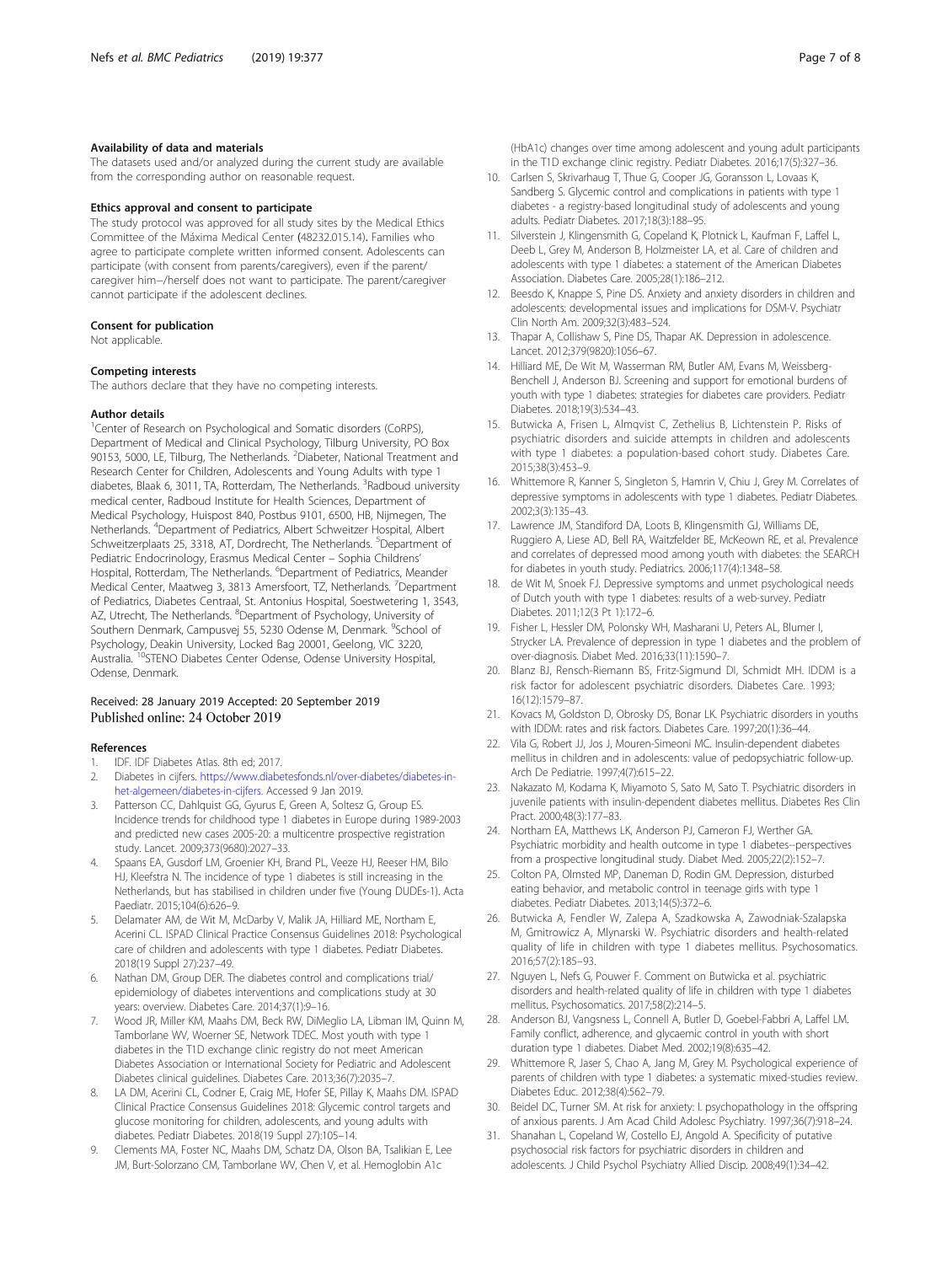### Availability of data and materials

The datasets used and/or analyzed during the current study are available from the corresponding author on reasonable request.

### Ethics approval and consent to participate

The study protocol was approved for all study sites by the Medical Ethics Committee of the Máxima Medical Center (48232.015.14). Families who agree to participate complete written informed consent. Adolescents can participate (with consent from parents/caregivers), even if the parent/caregiver him−/herself does not want to participate. The parent/caregiver cannot participate if the adolescent declines.

### Consent for publication

Not applicable.

### Competing interests

The authors declare that they have no competing interests.

### Author details

[1]Center of Research on Psychological and Somatic disorders (CoRPS), Department of Medical and Clinical Psychology, Tilburg University, PO Box 90153, 5000, LE, Tilburg, The Netherlands. [2]Diabeter, National Treatment and Research Center for Children, Adolescents and Young Adults with type 1 diabetes, Blaak 6, 3011, TA, Rotterdam, The Netherlands. [3]Radboud university medical center, Radboud Institute for Health Sciences, Department of Medical Psychology, Huispost 840, Postbus 9101, 6500, HB, Nijmegen, The Netherlands. [4]Department of Pediatrics, Albert Schweitzer Hospital, Albert Schweitzerplaats 25, 3318, AT, Dordrecht, The Netherlands. [5]Department of Pediatric Endocrinology, Erasmus Medical Center – Sophia Childrens' Hospital, Rotterdam, The Netherlands. [6]Department of Pediatrics, Meander Medical Center, Maatweg 3, 3813 Amersfoort, TZ, Netherlands. [7]Department of Pediatrics, Diabetes Centraal, St. Antonius Hospital, Soestwetering 1, 3543, AZ, Utrecht, The Netherlands. [8]Department of Psychology, University of Southern Denmark, Campusvej 55, 5230 Odense M, Denmark. [9]School of Psychology, Deakin University, Locked Bag 20001, Geelong, VIC 3220, Australia. [10]STENO Diabetes Center Odense, Odense University Hospital, Odense, Denmark.

Received: 28 January 2019 Accepted: 20 September 2019
Published online: 24 October 2019

### References

1. IDF. IDF Diabetes Atlas. 8th ed; 2017.
2. Diabetes in cijfers. https://www.diabetesfonds.nl/over-diabetes/diabetes-in-het-algemeen/diabetes-in-cijfers. Accessed 9 Jan 2019.
3. Patterson CC, Dahlquist GG, Gyurus E, Green A, Soltesz G, Group ES. Incidence trends for childhood type 1 diabetes in Europe during 1989-2003 and predicted new cases 2005-20: a multicentre prospective registration study. Lancet. 2009;373(9680):2027–33.
4. Spaans EA, Gusdorf LM, Groenier KH, Brand PL, Veeze HJ, Reeser HM, Bilo HJ, Kleefstra N. The incidence of type 1 diabetes is still increasing in the Netherlands, but has stabilised in children under five (Young DUDEs-1). Acta Paediatr. 2015;104(6):626–9.
5. Delamater AM, de Wit M, McDarby V, Malik JA, Hilliard ME, Northam E, Acerini CL. ISPAD Clinical Practice Consensus Guidelines 2018: Psychological care of children and adolescents with type 1 diabetes. Pediatr Diabetes. 2018(19 Suppl 27):237–49.
6. Nathan DM, Group DER. The diabetes control and complications trial/epidemiology of diabetes interventions and complications study at 30 years: overview. Diabetes Care. 2014;37(1):9–16.
7. Wood JR, Miller KM, Maahs DM, Beck RW, DiMeglio LA, Libman IM, Quinn M, Tamborlane WV, Woerner SE, Network TDEC. Most youth with type 1 diabetes in the T1D exchange clinic registry do not meet American Diabetes Association or International Society for Pediatric and Adolescent Diabetes clinical guidelines. Diabetes Care. 2013;36(7):2035–7.
8. LA DM, Acerini CL, Codner E, Craig ME, Hofer SE, Pillay K, Maahs DM. ISPAD Clinical Practice Consensus Guidelines 2018: Glycemic control targets and glucose monitoring for children, adolescents, and young adults with diabetes. Pediatr Diabetes. 2018(19 Suppl 27):105–14.
9. Clements MA, Foster NC, Maahs DM, Schatz DA, Olson BA, Tsalikian E, Lee JM, Burt-Solorzano CM, Tamborlane WV, Chen V, et al. Hemoglobin A1c (HbA1c) changes over time among adolescent and young adult participants in the T1D exchange clinic registry. Pediatr Diabetes. 2016;17(5):327–36.
10. Carlsen S, Skrivarhaug T, Thue G, Cooper JG, Goransson L, Lovaas K, Sandberg S. Glycemic control and complications in patients with type 1 diabetes - a registry-based longitudinal study of adolescents and young adults. Pediatr Diabetes. 2017;18(3):188–95.
11. Silverstein J, Klingensmith G, Copeland K, Plotnick L, Kaufman F, Laffel L, Deeb L, Grey M, Anderson B, Holzmeister LA, et al. Care of children and adolescents with type 1 diabetes: a statement of the American Diabetes Association. Diabetes Care. 2005;28(1):186–212.
12. Beesdo K, Knappe S, Pine DS. Anxiety and anxiety disorders in children and adolescents: developmental issues and implications for DSM-V. Psychiatr Clin North Am. 2009;32(3):483–524.
13. Thapar A, Collishaw S, Pine DS, Thapar AK. Depression in adolescence. Lancet. 2012;379(9820):1056–67.
14. Hilliard ME, De Wit M, Wasserman RM, Butler AM, Evans M, Weissberg-Benchell J, Anderson BJ. Screening and support for emotional burdens of youth with type 1 diabetes: strategies for diabetes care providers. Pediatr Diabetes. 2018;19(3):534–43.
15. Butwicka A, Frisen L, Almqvist C, Zethelius B, Lichtenstein P. Risks of psychiatric disorders and suicide attempts in children and adolescents with type 1 diabetes: a population-based cohort study. Diabetes Care. 2015;38(3):453–9.
16. Whittemore R, Kanner S, Singleton S, Hamrin V, Chiu J, Grey M. Correlates of depressive symptoms in adolescents with type 1 diabetes. Pediatr Diabetes. 2002;3(3):135–43.
17. Lawrence JM, Standiford DA, Loots B, Klingensmith GJ, Williams DE, Ruggiero A, Liese AD, Bell RA, Waitzfelder BE, McKeown RE, et al. Prevalence and correlates of depressed mood among youth with diabetes: the SEARCH for diabetes in youth study. Pediatrics. 2006;117(4):1348–58.
18. de Wit M, Snoek FJ. Depressive symptoms and unmet psychological needs of Dutch youth with type 1 diabetes: results of a web-survey. Pediatr Diabetes. 2011;12(3 Pt 1):172–6.
19. Fisher L, Hessler DM, Polonsky WH, Masharani U, Peters AL, Blumer I, Strycker LA. Prevalence of depression in type 1 diabetes and the problem of over-diagnosis. Diabet Med. 2016;33(11):1590–7.
20. Blanz BJ, Rensch-Riemann BS, Fritz-Sigmund DI, Schmidt MH. IDDM is a risk factor for adolescent psychiatric disorders. Diabetes Care. 1993; 16(12):1579–87.
21. Kovacs M, Goldston D, Obrosky DS, Bonar LK. Psychiatric disorders in youths with IDDM: rates and risk factors. Diabetes Care. 1997;20(1):36–44.
22. Vila G, Robert JJ, Jos J, Mouren-Simeoni MC. Insulin-dependent diabetes mellitus in children and in adolescents: value of pedopsychiatric follow-up. Arch De Pediatrie. 1997;4(7):615–22.
23. Nakazato M, Kodama K, Miyamoto S, Sato M, Sato T. Psychiatric disorders in juvenile patients with insulin-dependent diabetes mellitus. Diabetes Res Clin Pract. 2000;48(3):177–83.
24. Northam EA, Matthews LK, Anderson PJ, Cameron FJ, Werther GA. Psychiatric morbidity and health outcome in type 1 diabetes--perspectives from a prospective longitudinal study. Diabet Med. 2005;22(2):152–7.
25. Colton PA, Olmsted MP, Daneman D, Rodin GM. Depression, disturbed eating behavior, and metabolic control in teenage girls with type 1 diabetes. Pediatr Diabetes. 2013;14(5):372–6.
26. Butwicka A, Fendler W, Zalepa A, Szadkowska A, Zawodniak-Szalapska M, Gmitrowicz A, Mlynarski W. Psychiatric disorders and health-related quality of life in children with type 1 diabetes mellitus. Psychosomatics. 2016;57(2):185–93.
27. Nguyen L, Nefs G, Pouwer F. Comment on Butwicka et al. psychiatric disorders and health-related quality of life in children with type 1 diabetes mellitus. Psychosomatics. 2017;58(2):214–5.
28. Anderson BJ, Vangsness L, Connell A, Butler D, Goebel-Fabbri A, Laffel LM. Family conflict, adherence, and glycaemic control in youth with short duration type 1 diabetes. Diabet Med. 2002;19(8):635–42.
29. Whittemore R, Jaser S, Chao A, Jang M, Grey M. Psychological experience of parents of children with type 1 diabetes: a systematic mixed-studies review. Diabetes Educ. 2012;38(4):562–79.
30. Beidel DC, Turner SM. At risk for anxiety: I. psychopathology in the offspring of anxious parents. J Am Acad Child Adolesc Psychiatry. 1997;36(7):918–24.
31. Shanahan L, Copeland W, Costello EJ, Angold A. Specificity of putative psychosocial risk factors for psychiatric disorders in children and adolescents. J Child Psychol Psychiatry Allied Discip. 2008;49(1):34–42.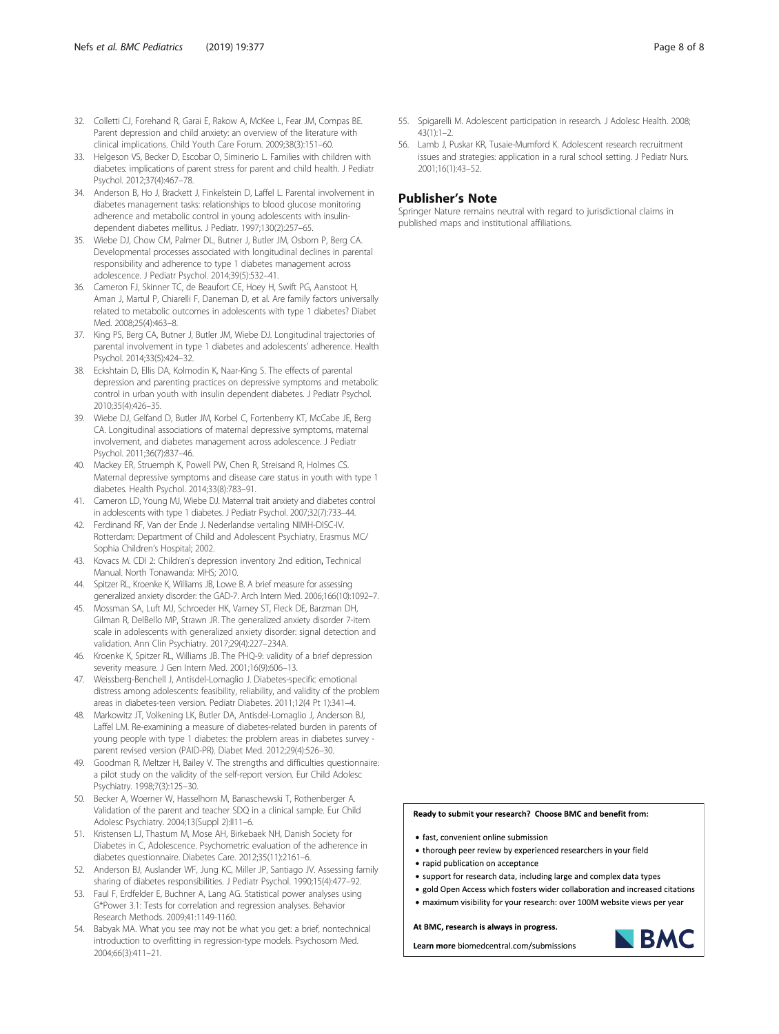32. Colletti CJ, Forehand R, Garai E, Rakow A, McKee L, Fear JM, Compas BE. Parent depression and child anxiety: an overview of the literature with clinical implications. Child Youth Care Forum. 2009;38(3):151–60.
33. Helgeson VS, Becker D, Escobar O, Siminerio L. Families with children with diabetes: implications of parent stress for parent and child health. J Pediatr Psychol. 2012;37(4):467–78.
34. Anderson B, Ho J, Brackett J, Finkelstein D, Laffel L. Parental involvement in diabetes management tasks: relationships to blood glucose monitoring adherence and metabolic control in young adolescents with insulin-dependent diabetes mellitus. J Pediatr. 1997;130(2):257–65.
35. Wiebe DJ, Chow CM, Palmer DL, Butner J, Butler JM, Osborn P, Berg CA. Developmental processes associated with longitudinal declines in parental responsibility and adherence to type 1 diabetes management across adolescence. J Pediatr Psychol. 2014;39(5):532–41.
36. Cameron FJ, Skinner TC, de Beaufort CE, Hoey H, Swift PG, Aanstoot H, Aman J, Martul P, Chiarelli F, Daneman D, et al. Are family factors universally related to metabolic outcomes in adolescents with type 1 diabetes? Diabet Med. 2008;25(4):463–8.
37. King PS, Berg CA, Butner J, Butler JM, Wiebe DJ. Longitudinal trajectories of parental involvement in type 1 diabetes and adolescents' adherence. Health Psychol. 2014;33(5):424–32.
38. Eckshtain D, Ellis DA, Kolmodin K, Naar-King S. The effects of parental depression and parenting practices on depressive symptoms and metabolic control in urban youth with insulin dependent diabetes. J Pediatr Psychol. 2010;35(4):426–35.
39. Wiebe DJ, Gelfand D, Butler JM, Korbel C, Fortenberry KT, McCabe JE, Berg CA. Longitudinal associations of maternal depressive symptoms, maternal involvement, and diabetes management across adolescence. J Pediatr Psychol. 2011;36(7):837–46.
40. Mackey ER, Struemph K, Powell PW, Chen R, Streisand R, Holmes CS. Maternal depressive symptoms and disease care status in youth with type 1 diabetes. Health Psychol. 2014;33(8):783–91.
41. Cameron LD, Young MJ, Wiebe DJ. Maternal trait anxiety and diabetes control in adolescents with type 1 diabetes. J Pediatr Psychol. 2007;32(7):733–44.
42. Ferdinand RF, Van der Ende J. Nederlandse vertaling NIMH-DISC-IV. Rotterdam: Department of Child and Adolescent Psychiatry, Erasmus MC/ Sophia Children's Hospital; 2002.
43. Kovacs M. CDI 2: Children's depression inventory 2nd edition, Technical Manual. North Tonawanda: MHS; 2010.
44. Spitzer RL, Kroenke K, Williams JB, Lowe B. A brief measure for assessing generalized anxiety disorder: the GAD-7. Arch Intern Med. 2006;166(10):1092–7.
45. Mossman SA, Luft MJ, Schroeder HK, Varney ST, Fleck DE, Barzman DH, Gilman R, DelBello MP, Strawn JR. The generalized anxiety disorder 7-item scale in adolescents with generalized anxiety disorder: signal detection and validation. Ann Clin Psychiatry. 2017;29(4):227–234A.
46. Kroenke K, Spitzer RL, Williams JB. The PHQ-9: validity of a brief depression severity measure. J Gen Intern Med. 2001;16(9):606–13.
47. Weissberg-Benchell J, Antisdel-Lomaglio J. Diabetes-specific emotional distress among adolescents: feasibility, reliability, and validity of the problem areas in diabetes-teen version. Pediatr Diabetes. 2011;12(4 Pt 1):341–4.
48. Markowitz JT, Volkening LK, Butler DA, Antisdel-Lomaglio J, Anderson BJ, Laffel LM. Re-examining a measure of diabetes-related burden in parents of young people with type 1 diabetes: the problem areas in diabetes survey - parent revised version (PAID-PR). Diabet Med. 2012;29(4):526–30.
49. Goodman R, Meltzer H, Bailey V. The strengths and difficulties questionnaire: a pilot study on the validity of the self-report version. Eur Child Adolesc Psychiatry. 1998;7(3):125–30.
50. Becker A, Woerner W, Hasselhorn M, Banaschewski T, Rothenberger A. Validation of the parent and teacher SDQ in a clinical sample. Eur Child Adolesc Psychiatry. 2004;13(Suppl 2):II11–6.
51. Kristensen LJ, Thastum M, Mose AH, Birkebaek NH, Danish Society for Diabetes in C, Adolescence. Psychometric evaluation of the adherence in diabetes questionnaire. Diabetes Care. 2012;35(11):2161–6.
52. Anderson BJ, Auslander WF, Jung KC, Miller JP, Santiago JV. Assessing family sharing of diabetes responsibilities. J Pediatr Psychol. 1990;15(4):477–92.
53. Faul F, Erdfelder E, Buchner A, Lang AG. Statistical power analyses using G*Power 3.1: Tests for correlation and regression analyses. Behavior Research Methods. 2009;41:1149-1160.
54. Babyak MA. What you see may not be what you get: a brief, nontechnical introduction to overfitting in regression-type models. Psychosom Med. 2004;66(3):411–21.
55. Spigarelli M. Adolescent participation in research. J Adolesc Health. 2008; 43(1):1–2.
56. Lamb J, Puskar KR, Tusaie-Mumford K. Adolescent research recruitment issues and strategies: application in a rural school setting. J Pediatr Nurs. 2001;16(1):43–52.

## Publisher's Note

Springer Nature remains neutral with regard to jurisdictional claims in published maps and institutional affiliations.

**Ready to submit your research? Choose BMC and benefit from:**

- fast, convenient online submission
- thorough peer review by experienced researchers in your field
- rapid publication on acceptance
- support for research data, including large and complex data types
- gold Open Access which fosters wider collaboration and increased citations
- maximum visibility for your research: over 100M website views per year

**At BMC, research is always in progress.**

**Learn more** biomedcentral.com/submissions

BMC